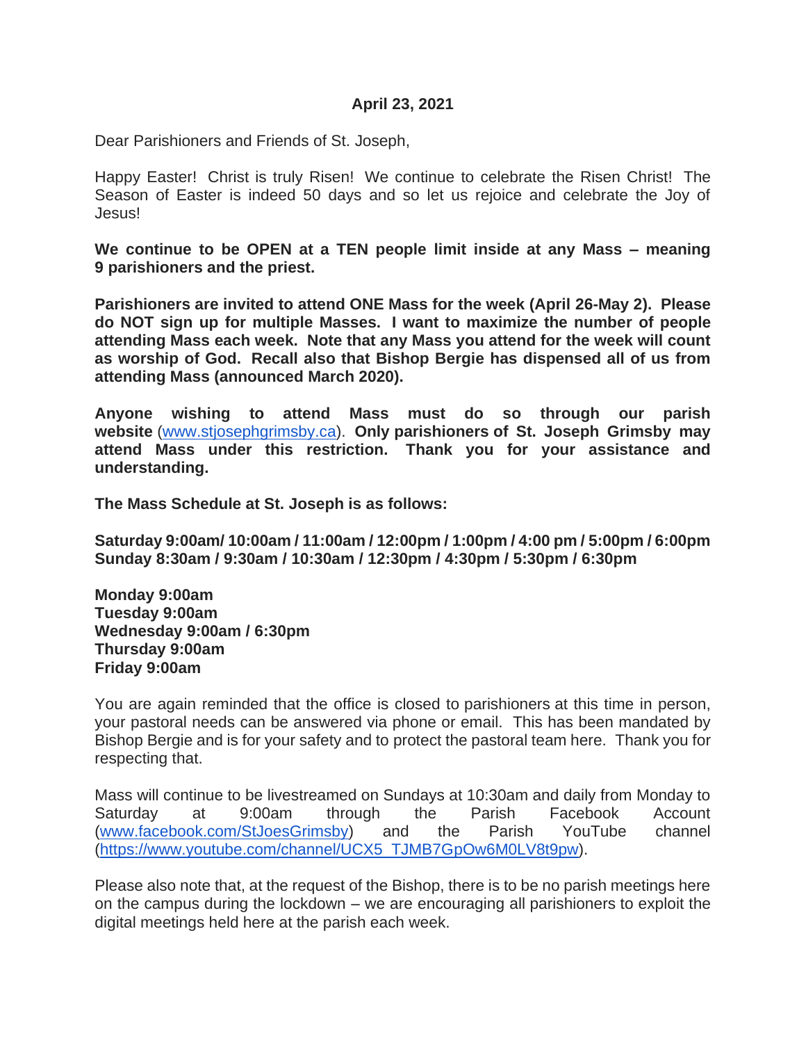**April 23, 2021**

Dear Parishioners and Friends of St. Joseph,

Happy Easter! Christ is truly Risen! We continue to celebrate the Risen Christ! The Season of Easter is indeed 50 days and so let us rejoice and celebrate the Joy of Jesus!

**We continue to be OPEN at a TEN people limit inside at any Mass – meaning 9 parishioners and the priest.**

**Parishioners are invited to attend ONE Mass for the week (April 26-May 2). Please do NOT sign up for multiple Masses. I want to maximize the number of people attending Mass each week. Note that any Mass you attend for the week will count as worship of God. Recall also that Bishop Bergie has dispensed all of us from attending Mass (announced March 2020).**

**Anyone wishing to attend Mass must do so through our parish website** (www.stjosephgrimsby.ca). **Only parishioners of St. Joseph Grimsby may attend Mass under this restriction. Thank you for your assistance and understanding.**

**The Mass Schedule at St. Joseph is as follows:**

**Saturday 9:00am/ 10:00am / 11:00am / 12:00pm / 1:00pm / 4:00 pm / 5:00pm / 6:00pm**
**Sunday 8:30am / 9:30am / 10:30am / 12:30pm / 4:30pm / 5:30pm / 6:30pm**

**Monday 9:00am**
**Tuesday 9:00am**
**Wednesday 9:00am / 6:30pm**
**Thursday 9:00am**
**Friday 9:00am**

You are again reminded that the office is closed to parishioners at this time in person, your pastoral needs can be answered via phone or email. This has been mandated by Bishop Bergie and is for your safety and to protect the pastoral team here. Thank you for respecting that.

Mass will continue to be livestreamed on Sundays at 10:30am and daily from Monday to Saturday at 9:00am through the Parish Facebook Account (www.facebook.com/StJoesGrimsby) and the Parish YouTube channel (https://www.youtube.com/channel/UCX5_TJMB7GpOw6M0LV8t9pw).

Please also note that, at the request of the Bishop, there is to be no parish meetings here on the campus during the lockdown – we are encouraging all parishioners to exploit the digital meetings held here at the parish each week.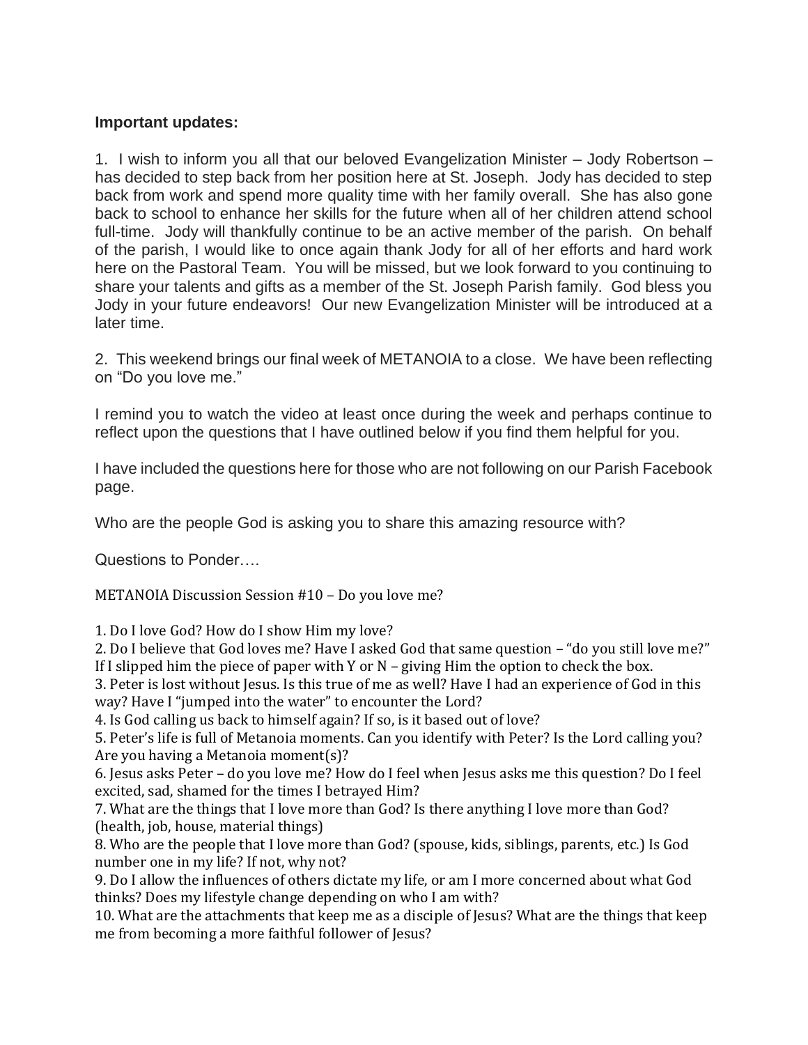**Important updates:**

1. I wish to inform you all that our beloved Evangelization Minister – Jody Robertson – has decided to step back from her position here at St. Joseph. Jody has decided to step back from work and spend more quality time with her family overall. She has also gone back to school to enhance her skills for the future when all of her children attend school full-time. Jody will thankfully continue to be an active member of the parish. On behalf of the parish, I would like to once again thank Jody for all of her efforts and hard work here on the Pastoral Team. You will be missed, but we look forward to you continuing to share your talents and gifts as a member of the St. Joseph Parish family. God bless you Jody in your future endeavors! Our new Evangelization Minister will be introduced at a later time.

2. This weekend brings our final week of METANOIA to a close. We have been reflecting on "Do you love me."

I remind you to watch the video at least once during the week and perhaps continue to reflect upon the questions that I have outlined below if you find them helpful for you.

I have included the questions here for those who are not following on our Parish Facebook page.

Who are the people God is asking you to share this amazing resource with?

Questions to Ponder….

METANOIA Discussion Session #10 – Do you love me?

1. Do I love God? How do I show Him my love?
2. Do I believe that God loves me? Have I asked God that same question – "do you still love me?" If I slipped him the piece of paper with Y or N – giving Him the option to check the box.
3. Peter is lost without Jesus. Is this true of me as well? Have I had an experience of God in this way? Have I "jumped into the water" to encounter the Lord?
4. Is God calling us back to himself again? If so, is it based out of love?
5. Peter's life is full of Metanoia moments. Can you identify with Peter? Is the Lord calling you? Are you having a Metanoia moment(s)?
6. Jesus asks Peter – do you love me? How do I feel when Jesus asks me this question? Do I feel excited, sad, shamed for the times I betrayed Him?
7. What are the things that I love more than God? Is there anything I love more than God? (health, job, house, material things)
8. Who are the people that I love more than God? (spouse, kids, siblings, parents, etc.) Is God number one in my life? If not, why not?
9. Do I allow the influences of others dictate my life, or am I more concerned about what God thinks? Does my lifestyle change depending on who I am with?
10. What are the attachments that keep me as a disciple of Jesus? What are the things that keep me from becoming a more faithful follower of Jesus?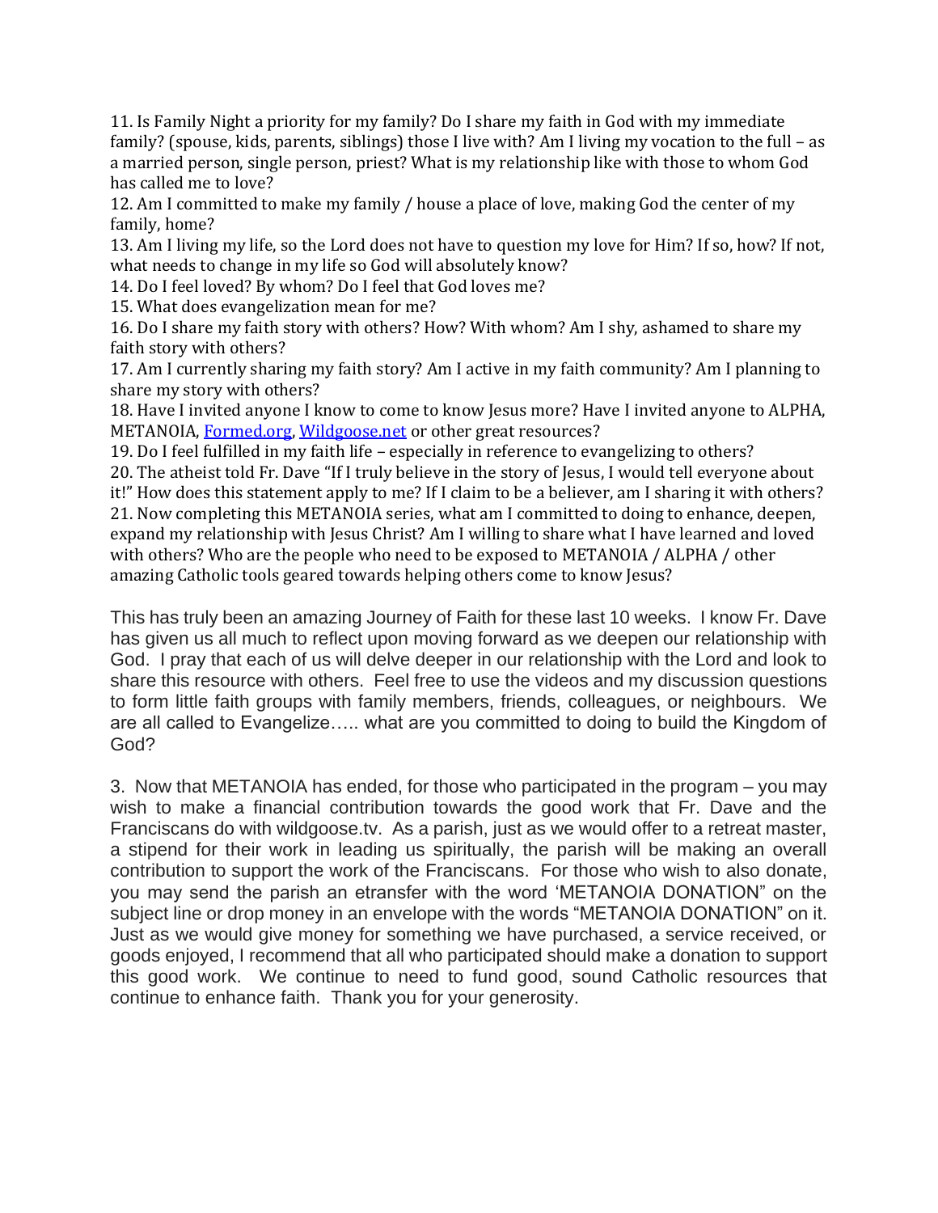11. Is Family Night a priority for my family? Do I share my faith in God with my immediate family? (spouse, kids, parents, siblings) those I live with? Am I living my vocation to the full – as a married person, single person, priest? What is my relationship like with those to whom God has called me to love?
12. Am I committed to make my family / house a place of love, making God the center of my family, home?
13. Am I living my life, so the Lord does not have to question my love for Him? If so, how? If not, what needs to change in my life so God will absolutely know?
14. Do I feel loved? By whom? Do I feel that God loves me?
15. What does evangelization mean for me?
16. Do I share my faith story with others? How? With whom? Am I shy, ashamed to share my faith story with others?
17. Am I currently sharing my faith story? Am I active in my faith community? Am I planning to share my story with others?
18. Have I invited anyone I know to come to know Jesus more? Have I invited anyone to ALPHA, METANOIA, [Formed.org](Formed.org), [Wildgoose.net](Wildgoose.net) or other great resources?
19. Do I feel fulfilled in my faith life – especially in reference to evangelizing to others?
20. The atheist told Fr. Dave "If I truly believe in the story of Jesus, I would tell everyone about it!" How does this statement apply to me? If I claim to be a believer, am I sharing it with others?
21. Now completing this METANOIA series, what am I committed to doing to enhance, deepen, expand my relationship with Jesus Christ? Am I willing to share what I have learned and loved with others? Who are the people who need to be exposed to METANOIA / ALPHA / other amazing Catholic tools geared towards helping others come to know Jesus?

This has truly been an amazing Journey of Faith for these last 10 weeks. I know Fr. Dave has given us all much to reflect upon moving forward as we deepen our relationship with God. I pray that each of us will delve deeper in our relationship with the Lord and look to share this resource with others. Feel free to use the videos and my discussion questions to form little faith groups with family members, friends, colleagues, or neighbours. We are all called to Evangelize….. what are you committed to doing to build the Kingdom of God?

3. Now that METANOIA has ended, for those who participated in the program – you may wish to make a financial contribution towards the good work that Fr. Dave and the Franciscans do with wildgoose.tv. As a parish, just as we would offer to a retreat master, a stipend for their work in leading us spiritually, the parish will be making an overall contribution to support the work of the Franciscans. For those who wish to also donate, you may send the parish an etransfer with the word 'METANOIA DONATION" on the subject line or drop money in an envelope with the words "METANOIA DONATION" on it. Just as we would give money for something we have purchased, a service received, or goods enjoyed, I recommend that all who participated should make a donation to support this good work. We continue to need to fund good, sound Catholic resources that continue to enhance faith. Thank you for your generosity.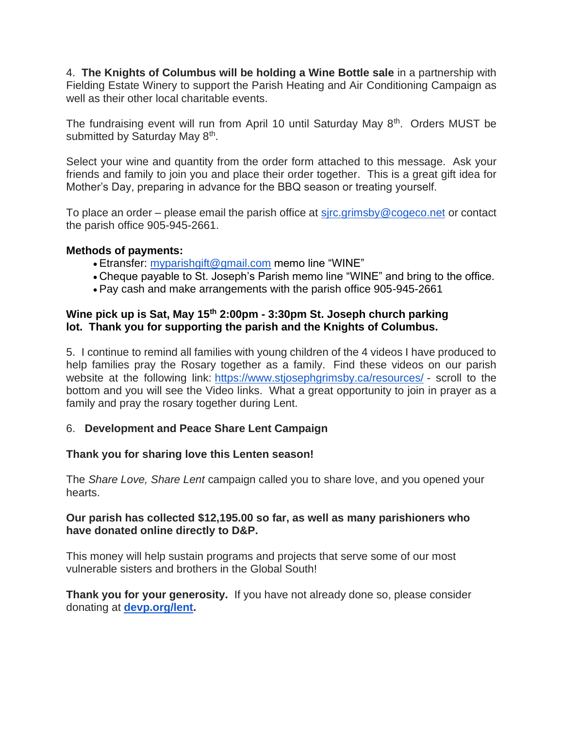4. **The Knights of Columbus will be holding a Wine Bottle sale** in a partnership with Fielding Estate Winery to support the Parish Heating and Air Conditioning Campaign as well as their other local charitable events.

The fundraising event will run from April 10 until Saturday May 8th. Orders MUST be submitted by Saturday May 8th.

Select your wine and quantity from the order form attached to this message. Ask your friends and family to join you and place their order together. This is a great gift idea for Mother's Day, preparing in advance for the BBQ season or treating yourself.

To place an order – please email the parish office at sjrc.grimsby@cogeco.net or contact the parish office 905-945-2661.

**Methods of payments:**

- Etransfer: myparishgift@gmail.com memo line "WINE"
- Cheque payable to St. Joseph's Parish memo line "WINE" and bring to the office.
- Pay cash and make arrangements with the parish office 905-945-2661

**Wine pick up is Sat, May 15th 2:00pm - 3:30pm St. Joseph church parking lot. Thank you for supporting the parish and the Knights of Columbus.**

5. I continue to remind all families with young children of the 4 videos I have produced to help families pray the Rosary together as a family. Find these videos on our parish website at the following link: https://www.stjosephgrimsby.ca/resources/ - scroll to the bottom and you will see the Video links. What a great opportunity to join in prayer as a family and pray the rosary together during Lent.

6. **Development and Peace Share Lent Campaign**

**Thank you for sharing love this Lenten season!**

The *Share Love, Share Lent* campaign called you to share love, and you opened your hearts.

**Our parish has collected $12,195.00 so far, as well as many parishioners who have donated online directly to D&P.**

This money will help sustain programs and projects that serve some of our most vulnerable sisters and brothers in the Global South!

**Thank you for your generosity.** If you have not already done so, please consider donating at **devp.org/lent.**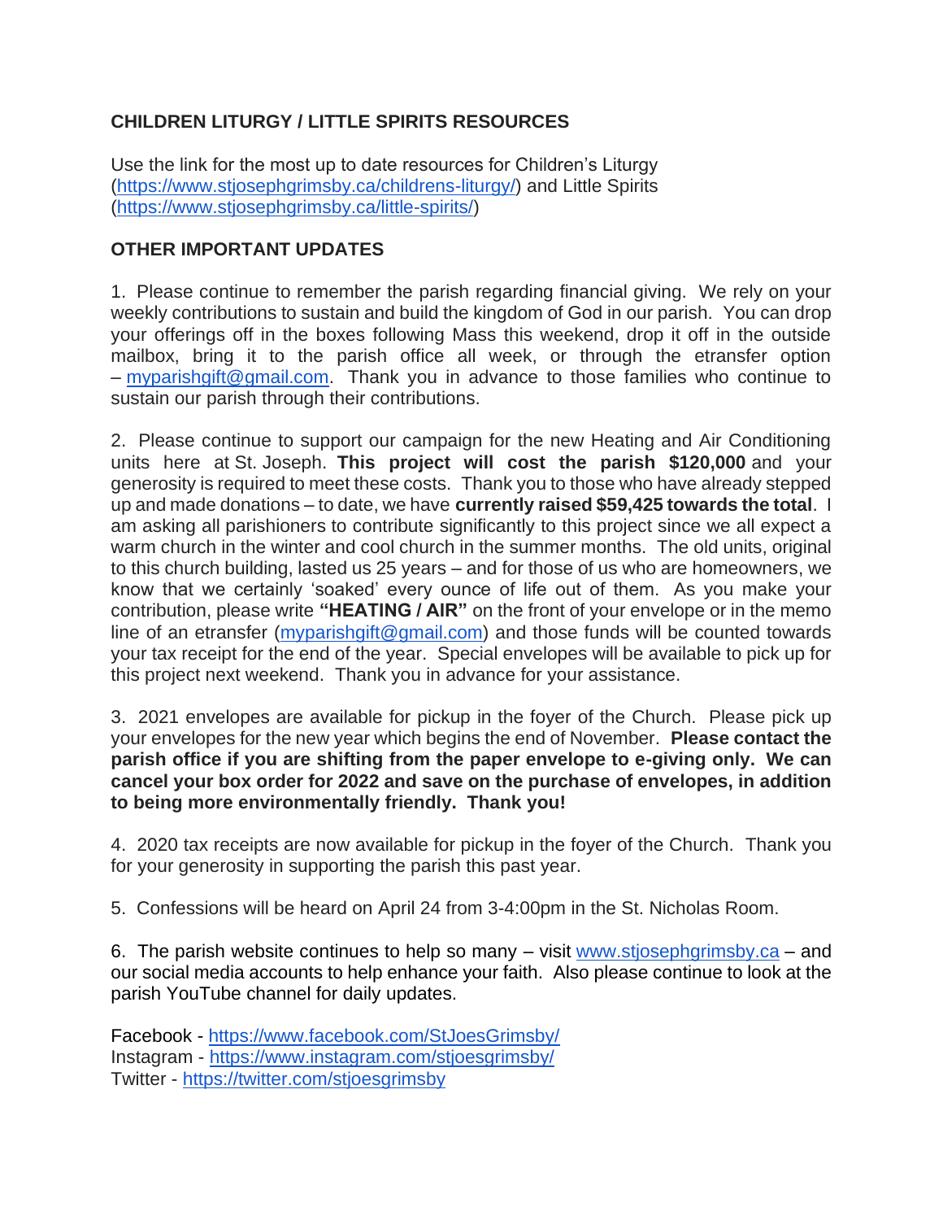## CHILDREN LITURGY / LITTLE SPIRITS RESOURCES

Use the link for the most up to date resources for Children's Liturgy (https://www.stjosephgrimsby.ca/childrens-liturgy/) and Little Spirits (https://www.stjosephgrimsby.ca/little-spirits/)

## OTHER IMPORTANT UPDATES

1. Please continue to remember the parish regarding financial giving. We rely on your weekly contributions to sustain and build the kingdom of God in our parish. You can drop your offerings off in the boxes following Mass this weekend, drop it off in the outside mailbox, bring it to the parish office all week, or through the etransfer option – myparishgift@gmail.com. Thank you in advance to those families who continue to sustain our parish through their contributions.

2. Please continue to support our campaign for the new Heating and Air Conditioning units here at St. Joseph. **This project will cost the parish $120,000** and your generosity is required to meet these costs. Thank you to those who have already stepped up and made donations – to date, we have **currently raised $59,425 towards the total**. I am asking all parishioners to contribute significantly to this project since we all expect a warm church in the winter and cool church in the summer months. The old units, original to this church building, lasted us 25 years – and for those of us who are homeowners, we know that we certainly 'soaked' every ounce of life out of them. As you make your contribution, please write **"HEATING / AIR"** on the front of your envelope or in the memo line of an etransfer (myparishgift@gmail.com) and those funds will be counted towards your tax receipt for the end of the year. Special envelopes will be available to pick up for this project next weekend. Thank you in advance for your assistance.

3. 2021 envelopes are available for pickup in the foyer of the Church. Please pick up your envelopes for the new year which begins the end of November. **Please contact the parish office if you are shifting from the paper envelope to e-giving only. We can cancel your box order for 2022 and save on the purchase of envelopes, in addition to being more environmentally friendly. Thank you!**

4. 2020 tax receipts are now available for pickup in the foyer of the Church. Thank you for your generosity in supporting the parish this past year.

5. Confessions will be heard on April 24 from 3-4:00pm in the St. Nicholas Room.

6. The parish website continues to help so many – visit www.stjosephgrimsby.ca – and our social media accounts to help enhance your faith. Also please continue to look at the parish YouTube channel for daily updates.

Facebook - https://www.facebook.com/StJoesGrimsby/
Instagram - https://www.instagram.com/stjoesgrimsby/
Twitter - https://twitter.com/stjoesgrimsby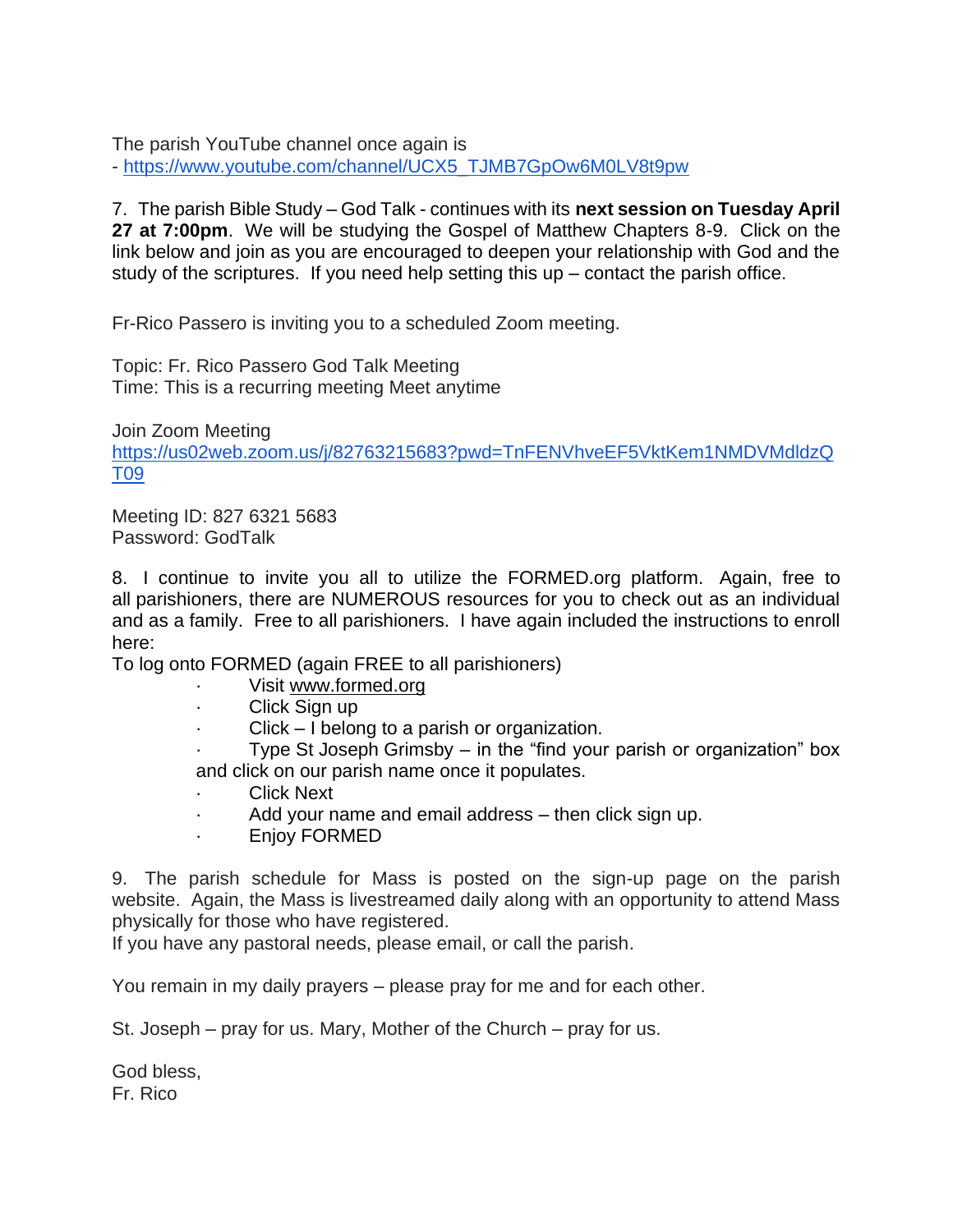The parish YouTube channel once again is
- https://www.youtube.com/channel/UCX5_TJMB7GpOw6M0LV8t9pw

7. The parish Bible Study – God Talk - continues with its **next session on Tuesday April 27 at 7:00pm**. We will be studying the Gospel of Matthew Chapters 8-9. Click on the link below and join as you are encouraged to deepen your relationship with God and the study of the scriptures. If you need help setting this up – contact the parish office.

Fr-Rico Passero is inviting you to a scheduled Zoom meeting.

Topic: Fr. Rico Passero God Talk Meeting
Time: This is a recurring meeting Meet anytime

Join Zoom Meeting
https://us02web.zoom.us/j/82763215683?pwd=TnFENVhveEF5VktKem1NMDVMdldzQT09

Meeting ID: 827 6321 5683
Password: GodTalk

8. I continue to invite you all to utilize the FORMED.org platform. Again, free to all parishioners, there are NUMEROUS resources for you to check out as an individual and as a family. Free to all parishioners. I have again included the instructions to enroll here:
To log onto FORMED (again FREE to all parishioners)

- Visit www.formed.org
- Click Sign up
- Click – I belong to a parish or organization.
- Type St Joseph Grimsby – in the "find your parish or organization" box and click on our parish name once it populates.
- Click Next
- Add your name and email address – then click sign up.
- Enjoy FORMED

9. The parish schedule for Mass is posted on the sign-up page on the parish website. Again, the Mass is livestreamed daily along with an opportunity to attend Mass physically for those who have registered.
If you have any pastoral needs, please email, or call the parish.

You remain in my daily prayers – please pray for me and for each other.

St. Joseph – pray for us. Mary, Mother of the Church – pray for us.

God bless,
Fr. Rico